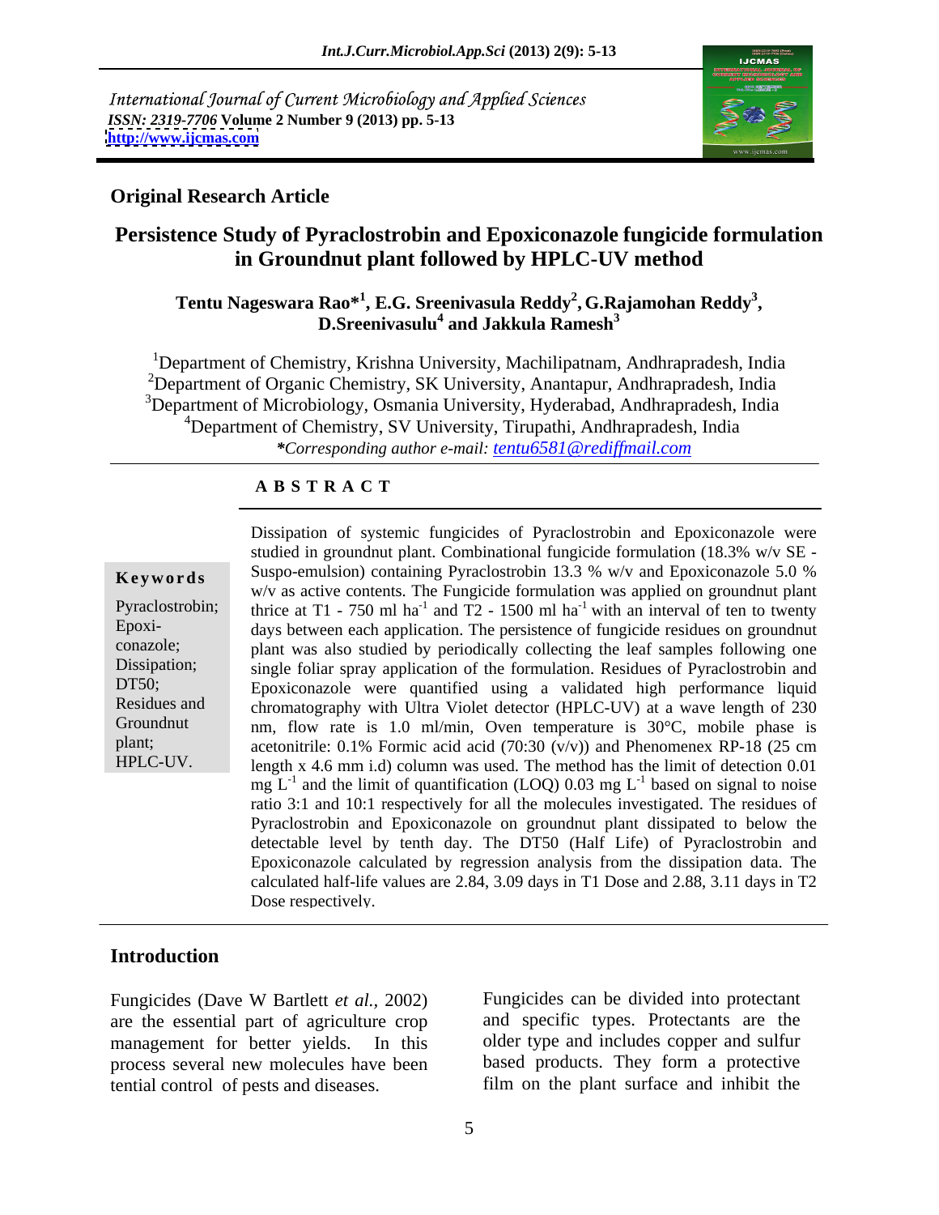International Journal of Current Microbiology and Applied Sciences
*ISSN: 2319-7706* **Volume 2 Number 9 (2013) pp. 5-13**
**http://www.ijcmas.com**

**Original Research Article**

# Persistence Study of Pyraclostrobin and Epoxiconazole fungicide formulation in Groundnut plant followed by HPLC-UV method

**Tentu Nageswara Rao*[1], E.G. Sreenivasula Reddy[2], G.Rajamohan Reddy[3], D.Sreenivasulu[4] and Jakkula Ramesh[3]**

[1]Department of Chemistry, Krishna University, Machilipatnam, Andhrapradesh, India
[2]Department of Organic Chemistry, SK University, Anantapur, Andhrapradesh, India
[3]Department of Microbiology, Osmania University, Hyderabad, Andhrapradesh, India
[4]Department of Chemistry, SV University, Tirupathi, Andhrapradesh, India
**Corresponding author e-mail:* tentu6581@rediffmail.com

**A B S T R A C T**

**Keywords**

Pyraclostrobin; Epoxi-conazole; Dissipation; DT50; Residues and Groundnut plant; HPLC-UV.

Dissipation of systemic fungicides of Pyraclostrobin and Epoxiconazole were studied in groundnut plant. Combinational fungicide formulation (18.3% w/v SE - Suspo-emulsion) containing Pyraclostrobin 13.3 % w/v and Epoxiconazole 5.0 % w/v as active contents. The Fungicide formulation was applied on groundnut plant thrice at T1 - 750 ml $ha^{-1}$ and T2 - 1500 ml $ha^{-1}$ with an interval of ten to twenty days between each application. The persistence of fungicide residues on groundnut plant was also studied by periodically collecting the leaf samples following one single foliar spray application of the formulation. Residues of Pyraclostrobin and Epoxiconazole were quantified using a validated high performance liquid chromatography with Ultra Violet detector (HPLC-UV) at a wave length of 230 nm, flow rate is 1.0 ml/min, Oven temperature is 30°C, mobile phase is acetonitrile: 0.1% Formic acid acid (70:30 (v/v)) and Phenomenex RP-18 (25 cm length x 4.6 mm i.d) column was used. The method has the limit of detection 0.01 mg $L^{-1}$ and the limit of quantification (LOQ) 0.03 mg $L^{-1}$ based on signal to noise ratio 3:1 and 10:1 respectively for all the molecules investigated. The residues of Pyraclostrobin and Epoxiconazole on groundnut plant dissipated to below the detectable level by tenth day. The DT50 (Half Life) of Pyraclostrobin and Epoxiconazole calculated by regression analysis from the dissipation data. The calculated half-life values are 2.84, 3.09 days in T1 Dose and 2.88, 3.11 days in T2 Dose respectively.

## Introduction

Fungicides (Dave W Bartlett *et al.,* 2002) are the essential part of agriculture crop management for better yields. In this process several new molecules have been tential control of pests and diseases.

Fungicides can be divided into protectant and specific types. Protectants are the older type and includes copper and sulfur based products. They form a protective film on the plant surface and inhibit the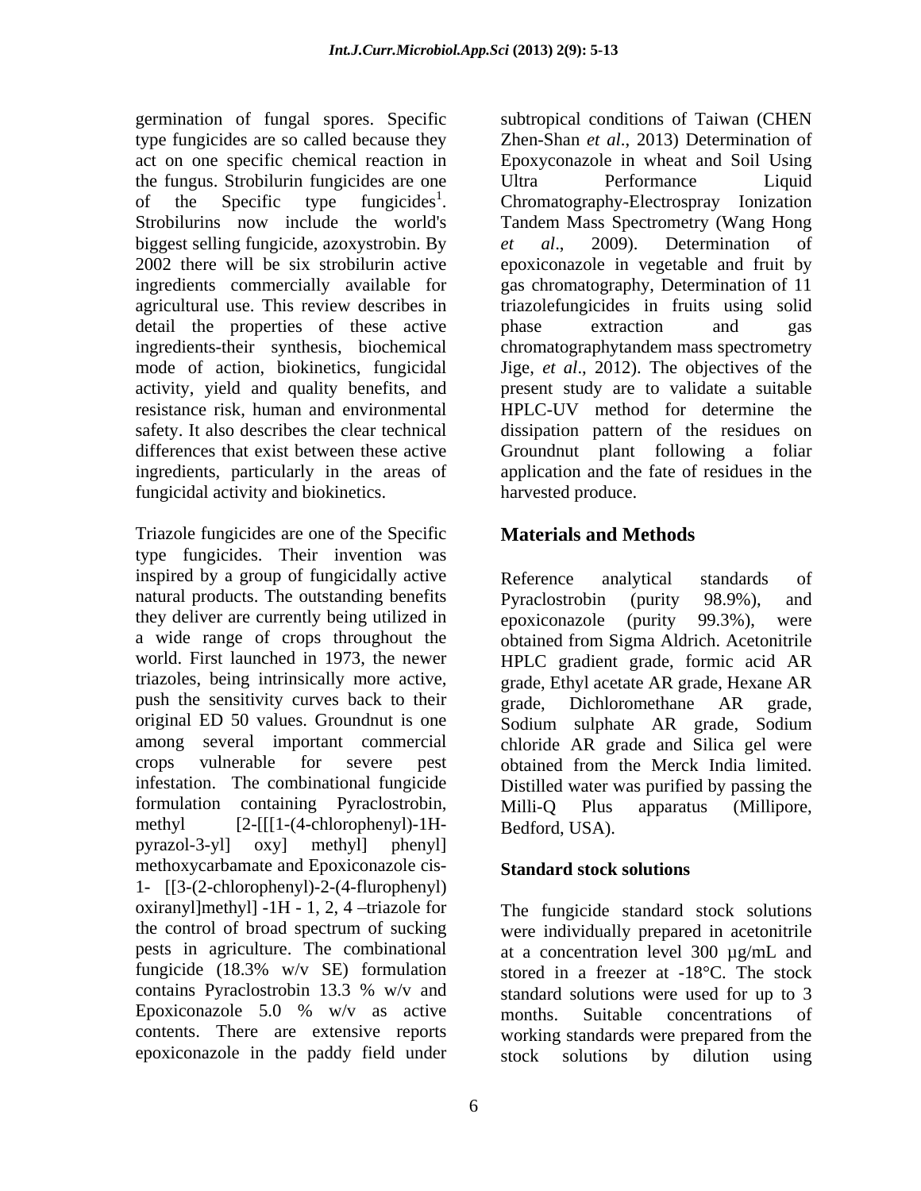germination of fungal spores. Specific type fungicides are so called because they act on one specific chemical reaction in the fungus. Strobilurin fungicides are one of the Specific type fungicides[1]. Strobilurins now include the world's biggest selling fungicide, azoxystrobin. By 2002 there will be six strobilurin active ingredients commercially available for agricultural use. This review describes in detail the properties of these active ingredients-their synthesis, biochemical mode of action, biokinetics, fungicidal activity, yield and quality benefits, and resistance risk, human and environmental safety. It also describes the clear technical differences that exist between these active ingredients, particularly in the areas of fungicidal activity and biokinetics.

Triazole fungicides are one of the Specific type fungicides. Their invention was inspired by a group of fungicidally active natural products. The outstanding benefits they deliver are currently being utilized in a wide range of crops throughout the world. First launched in 1973, the newer triazoles, being intrinsically more active, push the sensitivity curves back to their original ED 50 values. Groundnut is one among several important commercial crops vulnerable for severe pest infestation. The combinational fungicide formulation containing Pyraclostrobin, methyl [2-[[[1-(4-chlorophenyl)-1H-pyrazol-3-yl] oxy] methyl] phenyl] methoxycarbamate and Epoxiconazole cis-1- [[3-(2-chlorophenyl)-2-(4-flurophenyl) oxiranyl]methyl] -1H - 1, 2, 4 –triazole for the control of broad spectrum of sucking pests in agriculture. The combinational fungicide (18.3% w/v SE) formulation contains Pyraclostrobin 13.3 % w/v and Epoxiconazole 5.0 % w/v as active contents. There are extensive reports epoxiconazole in the paddy field under subtropical conditions of Taiwan (CHEN Zhen-Shan *et al*., 2013) Determination of Epoxyconazole in wheat and Soil Using Ultra Performance Liquid Chromatography-Electrospray Ionization Tandem Mass Spectrometry (Wang Hong *et al*., 2009). Determination of epoxiconazole in vegetable and fruit by gas chromatography, Determination of 11 triazolefungicides in fruits using solid phase extraction and gas chromatographytandem mass spectrometry Jige, *et al*., 2012). The objectives of the present study are to validate a suitable HPLC-UV method for determine the dissipation pattern of the residues on Groundnut plant following a foliar application and the fate of residues in the harvested produce.

## Materials and Methods

Reference analytical standards of Pyraclostrobin (purity 98.9%), and epoxiconazole (purity 99.3%), were obtained from Sigma Aldrich. Acetonitrile HPLC gradient grade, formic acid AR grade, Ethyl acetate AR grade, Hexane AR grade, Dichloromethane AR grade, Sodium sulphate AR grade, Sodium chloride AR grade and Silica gel were obtained from the Merck India limited. Distilled water was purified by passing the Milli-Q Plus apparatus (Millipore, Bedford, USA).

### Standard stock solutions

The fungicide standard stock solutions were individually prepared in acetonitrile at a concentration level 300 µg/mL and stored in a freezer at -18°C. The stock standard solutions were used for up to 3 months. Suitable concentrations of working standards were prepared from the stock solutions by dilution using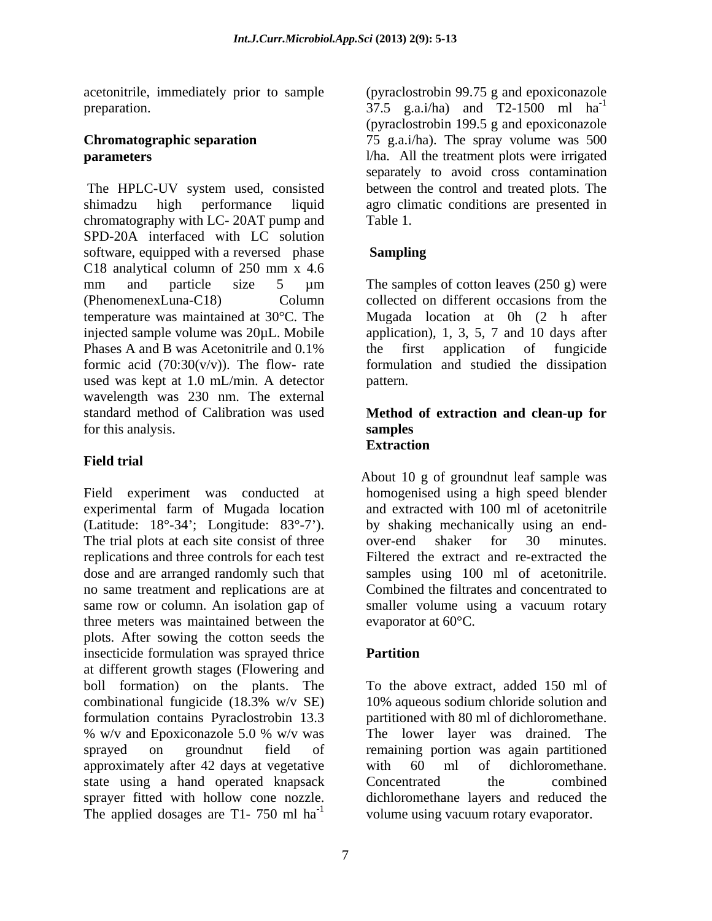acetonitrile, immediately prior to sample preparation.

**Chromatographic separation parameters**

The HPLC-UV system used, consisted shimadzu high performance liquid chromatography with LC- 20AT pump and SPD-20A interfaced with LC solution software, equipped with a reversed phase C18 analytical column of 250 mm x 4.6 mm and particle size 5 µm (PhenomenexLuna-C18) Column temperature was maintained at 30°C. The injected sample volume was 20µL. Mobile Phases A and B was Acetonitrile and 0.1% formic acid (70:30(v/v)). The flow- rate used was kept at 1.0 mL/min. A detector wavelength was 230 nm. The external standard method of Calibration was used for this analysis.

**Field trial**

Field experiment was conducted at experimental farm of Mugada location (Latitude: 18°-34'; Longitude: 83°-7'). The trial plots at each site consist of three replications and three controls for each test dose and are arranged randomly such that no same treatment and replications are at same row or column. An isolation gap of three meters was maintained between the plots. After sowing the cotton seeds the insecticide formulation was sprayed thrice at different growth stages (Flowering and boll formation) on the plants. The combinational fungicide (18.3% w/v SE) formulation contains Pyraclostrobin 13.3 % w/v and Epoxiconazole 5.0 % w/v was sprayed on groundnut field of approximately after 42 days at vegetative state using a hand operated knapsack sprayer fitted with hollow cone nozzle. The applied dosages are T1- 750 ml $ha^{-1}$ (pyraclostrobin 99.75 g and epoxiconazole 37.5 g.a.i/ha) and T2-1500 ml $ha^{-1}$ (pyraclostrobin 199.5 g and epoxiconazole 75 g.a.i/ha). The spray volume was 500 l/ha. All the treatment plots were irrigated separately to avoid cross contamination between the control and treated plots. The agro climatic conditions are presented in Table 1.

**Sampling**

The samples of cotton leaves (250 g) were collected on different occasions from the Mugada location at 0h (2 h after application), 1, 3, 5, 7 and 10 days after the first application of fungicide formulation and studied the dissipation pattern.

**Method of extraction and clean-up for samples**

**Extraction**

About 10 g of groundnut leaf sample was homogenised using a high speed blender and extracted with 100 ml of acetonitrile by shaking mechanically using an end-over-end shaker for 30 minutes. Filtered the extract and re-extracted the samples using 100 ml of acetonitrile. Combined the filtrates and concentrated to smaller volume using a vacuum rotary evaporator at 60°C.

**Partition**

To the above extract, added 150 ml of 10% aqueous sodium chloride solution and partitioned with 80 ml of dichloromethane. The lower layer was drained. The remaining portion was again partitioned with 60 ml of dichloromethane. Concentrated the combined dichloromethane layers and reduced the volume using vacuum rotary evaporator.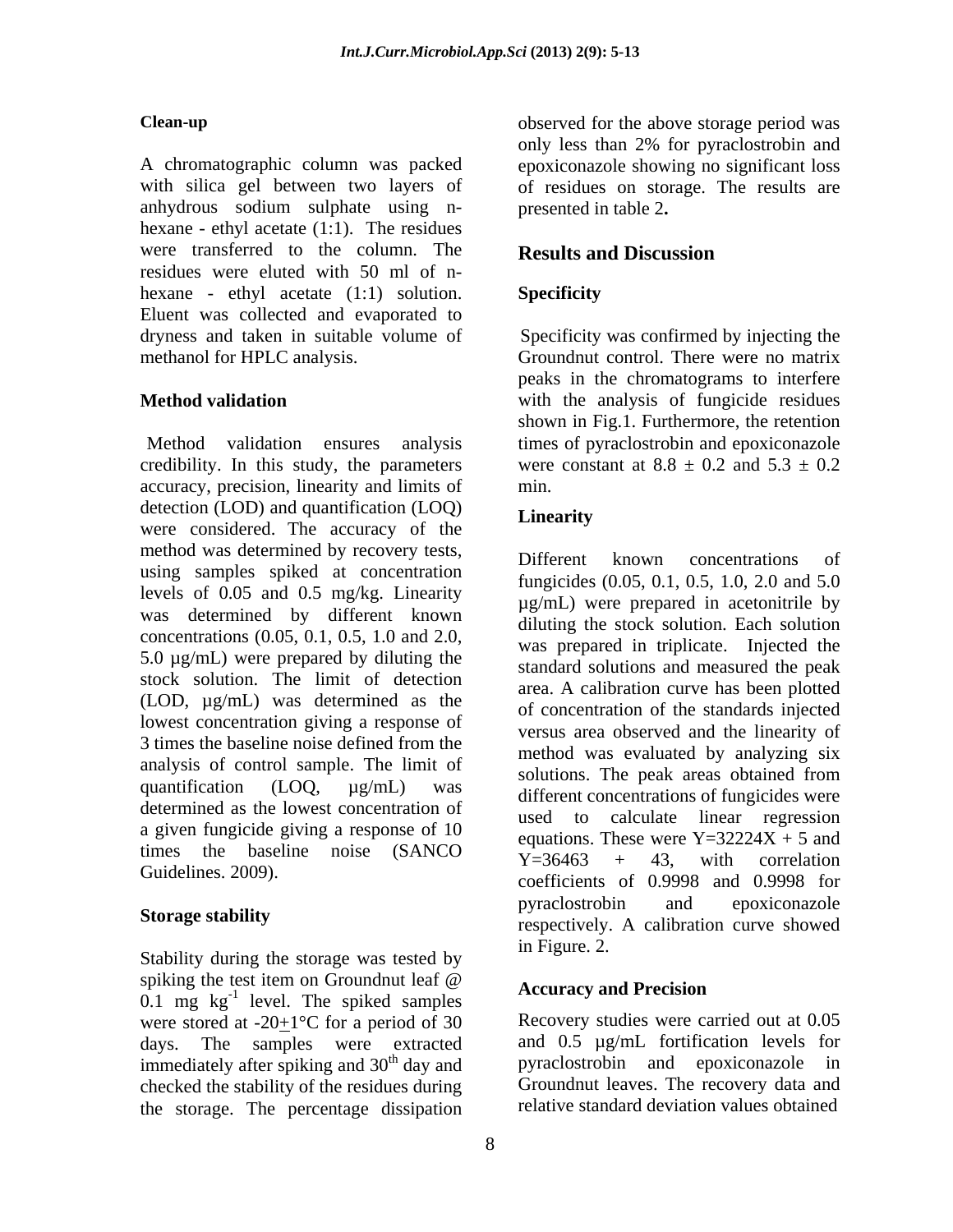### Clean-up

A chromatographic column was packed with silica gel between two layers of anhydrous sodium sulphate using n-hexane - ethyl acetate (1:1). The residues were transferred to the column. The residues were eluted with 50 ml of n-hexane - ethyl acetate (1:1) solution. Eluent was collected and evaporated to dryness and taken in suitable volume of methanol for HPLC analysis.

### Method validation

Method validation ensures analysis credibility. In this study, the parameters accuracy, precision, linearity and limits of detection (LOD) and quantification (LOQ) were considered. The accuracy of the method was determined by recovery tests, using samples spiked at concentration levels of 0.05 and 0.5 mg/kg. Linearity was determined by different known concentrations (0.05, 0.1, 0.5, 1.0 and 2.0, 5.0 µg/mL) were prepared by diluting the stock solution. The limit of detection (LOD, µg/mL) was determined as the lowest concentration giving a response of 3 times the baseline noise defined from the analysis of control sample. The limit of quantification (LOQ, µg/mL) was determined as the lowest concentration of a given fungicide giving a response of 10 times the baseline noise (SANCO Guidelines. 2009).

### Storage stability

Stability during the storage was tested by spiking the test item on Groundnut leaf @ 0.1 mg $kg^{-1}$ level. The spiked samples were stored at -20$\pm$1°C for a period of 30 days. The samples were extracted immediately after spiking and $30^{th}$ day and checked the stability of the residues during the storage. The percentage dissipation observed for the above storage period was only less than 2% for pyraclostrobin and epoxiconazole showing no significant loss of residues on storage. The results are presented in table 2**.**

## Results and Discussion

### Specificity

Specificity was confirmed by injecting the Groundnut control. There were no matrix peaks in the chromatograms to interfere with the analysis of fungicide residues shown in Fig.1. Furthermore, the retention times of pyraclostrobin and epoxiconazole were constant at 8.8 $\pm$ 0.2 and 5.3 $\pm$ 0.2 min.

### Linearity

Different known concentrations of fungicides (0.05, 0.1, 0.5, 1.0, 2.0 and 5.0 µg/mL) were prepared in acetonitrile by diluting the stock solution. Each solution was prepared in triplicate. Injected the standard solutions and measured the peak area. A calibration curve has been plotted of concentration of the standards injected versus area observed and the linearity of method was evaluated by analyzing six solutions. The peak areas obtained from different concentrations of fungicides were used to calculate linear regression equations. These were $Y=32224X + 5$ and $Y=36463 + 43$, with correlation coefficients of 0.9998 and 0.9998 for pyraclostrobin and epoxiconazole respectively. A calibration curve showed in Figure. 2.

### Accuracy and Precision

Recovery studies were carried out at 0.05 and 0.5 µg/mL fortification levels for pyraclostrobin and epoxiconazole in Groundnut leaves. The recovery data and relative standard deviation values obtained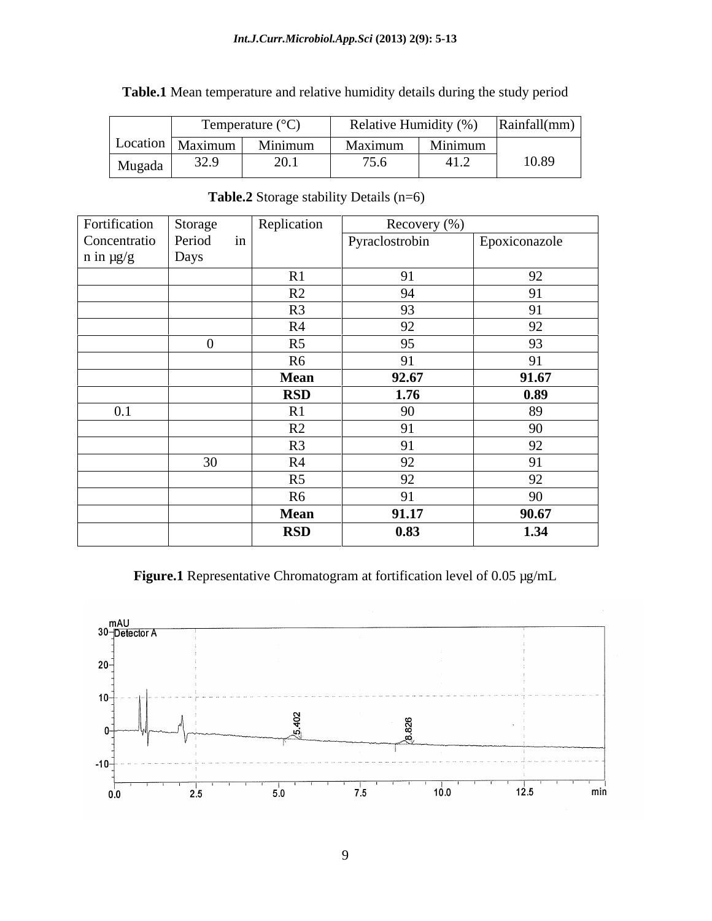**Table.1** Mean temperature and relative humidity details during the study period

| Location | Temperature (°C) | | Relative Humidity (%) | | Rainfall(mm) |
|---|---|---|---|---|---|
| | Maximum | Minimum | Maximum | Minimum | |
| Mugada | 32.9 | 20.1 | 75.6 | 41.2 | 10.89 |

**Table.2** Storage stability Details (n=6)

| Fortification Concentration in µg/g | Storage Period in Days | Replication | Recovery (%) | |
|---|---|---|---|---|
| | | | Pyraclostrobin | Epoxiconazole |
| | | R1 | 91 | 92 |
| | | R2 | 94 | 91 |
| | | R3 | 93 | 91 |
| | | R4 | 92 | 92 |
| | 0 | R5 | 95 | 93 |
| | | R6 | 91 | 91 |
| | | **Mean** | **92.67** | **91.67** |
| | | **RSD** | **1.76** | **0.89** |
| 0.1 | | R1 | 90 | 89 |
| | | R2 | 91 | 90 |
| | | R3 | 91 | 92 |
| | 30 | R4 | 92 | 91 |
| | | R5 | 92 | 92 |
| | | R6 | 91 | 90 |
| | | **Mean** | **91.17** | **90.67** |
| | | **RSD** | **0.83** | **1.34** |

**Figure.1** Representative Chromatogram at fortification level of 0.05 µg/mL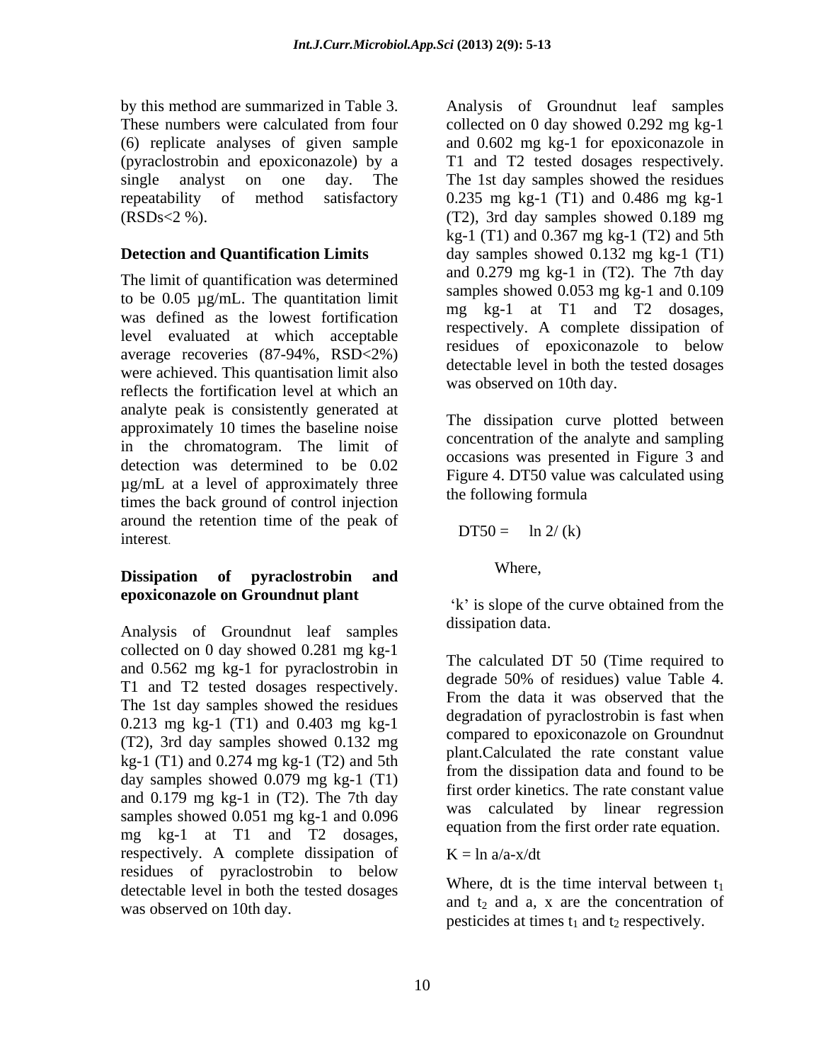by this method are summarized in Table 3. These numbers were calculated from four (6) replicate analyses of given sample (pyraclostrobin and epoxiconazole) by a single analyst on one day. The repeatability of method satisfactory (RSDs<2 %).

**Detection and Quantification Limits**

The limit of quantification was determined to be 0.05 µg/mL. The quantitation limit was defined as the lowest fortification level evaluated at which acceptable average recoveries (87-94%, RSD<2%) were achieved. This quantisation limit also reflects the fortification level at which an analyte peak is consistently generated at approximately 10 times the baseline noise in the chromatogram. The limit of detection was determined to be 0.02 µg/mL at a level of approximately three times the back ground of control injection around the retention time of the peak of interest.

**Dissipation of pyraclostrobin and epoxiconazole on Groundnut plant**

Analysis of Groundnut leaf samples collected on 0 day showed 0.281 mg kg-1 and 0.562 mg kg-1 for pyraclostrobin in T1 and T2 tested dosages respectively. The 1st day samples showed the residues 0.213 mg kg-1 (T1) and 0.403 mg kg-1 (T2), 3rd day samples showed 0.132 mg kg-1 (T1) and 0.274 mg kg-1 (T2) and 5th day samples showed 0.079 mg kg-1 (T1) and 0.179 mg kg-1 in (T2). The 7th day samples showed 0.051 mg kg-1 and 0.096 mg kg-1 at T1 and T2 dosages, respectively. A complete dissipation of residues of pyraclostrobin to below detectable level in both the tested dosages was observed on 10th day.

Analysis of Groundnut leaf samples collected on 0 day showed 0.292 mg kg-1 and 0.602 mg kg-1 for epoxiconazole in T1 and T2 tested dosages respectively. The 1st day samples showed the residues 0.235 mg kg-1 (T1) and 0.486 mg kg-1 (T2), 3rd day samples showed 0.189 mg kg-1 (T1) and 0.367 mg kg-1 (T2) and 5th day samples showed 0.132 mg kg-1 (T1) and 0.279 mg kg-1 in (T2). The 7th day samples showed 0.053 mg kg-1 and 0.109 mg kg-1 at T1 and T2 dosages, respectively. A complete dissipation of residues of epoxiconazole to below detectable level in both the tested dosages was observed on 10th day.

The dissipation curve plotted between concentration of the analyte and sampling occasions was presented in Figure 3 and Figure 4. DT50 value was calculated using the following formula

$$DT50 = \ln 2 / (k)$$

Where,

'k' is slope of the curve obtained from the dissipation data.

The calculated DT 50 (Time required to degrade 50% of residues) value Table 4. From the data it was observed that the degradation of pyraclostrobin is fast when compared to epoxiconazole on Groundnut plant.Calculated the rate constant value from the dissipation data and found to be first order kinetics. The rate constant value was calculated by linear regression equation from the first order rate equation.

$$K = \ln a/a\text{-}x/dt$$

Where, dt is the time interval between $t_1$ and $t_2$ and a, x are the concentration of pesticides at times $t_1$ and $t_2$ respectively.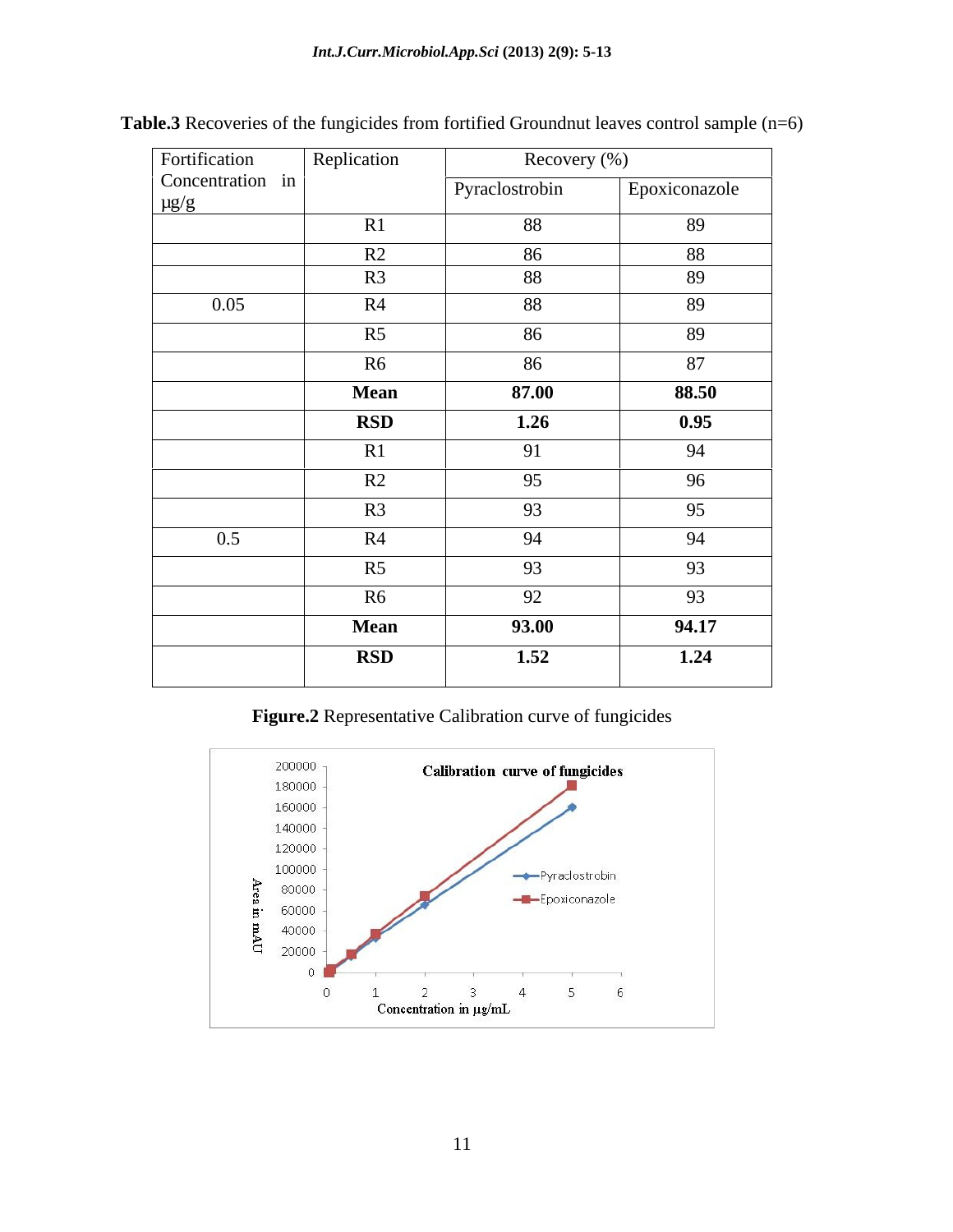**Table.3** Recoveries of the fungicides from fortified Groundnut leaves control sample (n=6)

| Fortification Concentration in µg/g | Replication | Recovery (%) | |
|---|---|---|---|
| | | Pyraclostrobin | Epoxiconazole |
| | R1 | 88 | 89 |
| | R2 | 86 | 88 |
| | R3 | 88 | 89 |
| 0.05 | R4 | 88 | 89 |
| | R5 | 86 | 89 |
| | R6 | 86 | 87 |
| | **Mean** | **87.00** | **88.50** |
| | **RSD** | **1.26** | **0.95** |
| | R1 | 91 | 94 |
| | R2 | 95 | 96 |
| | R3 | 93 | 95 |
| 0.5 | R4 | 94 | 94 |
| | R5 | 93 | 93 |
| | R6 | 92 | 93 |
| | **Mean** | **93.00** | **94.17** |
| | **RSD** | **1.52** | **1.24** |

**Figure.2** Representative Calibration curve of fungicides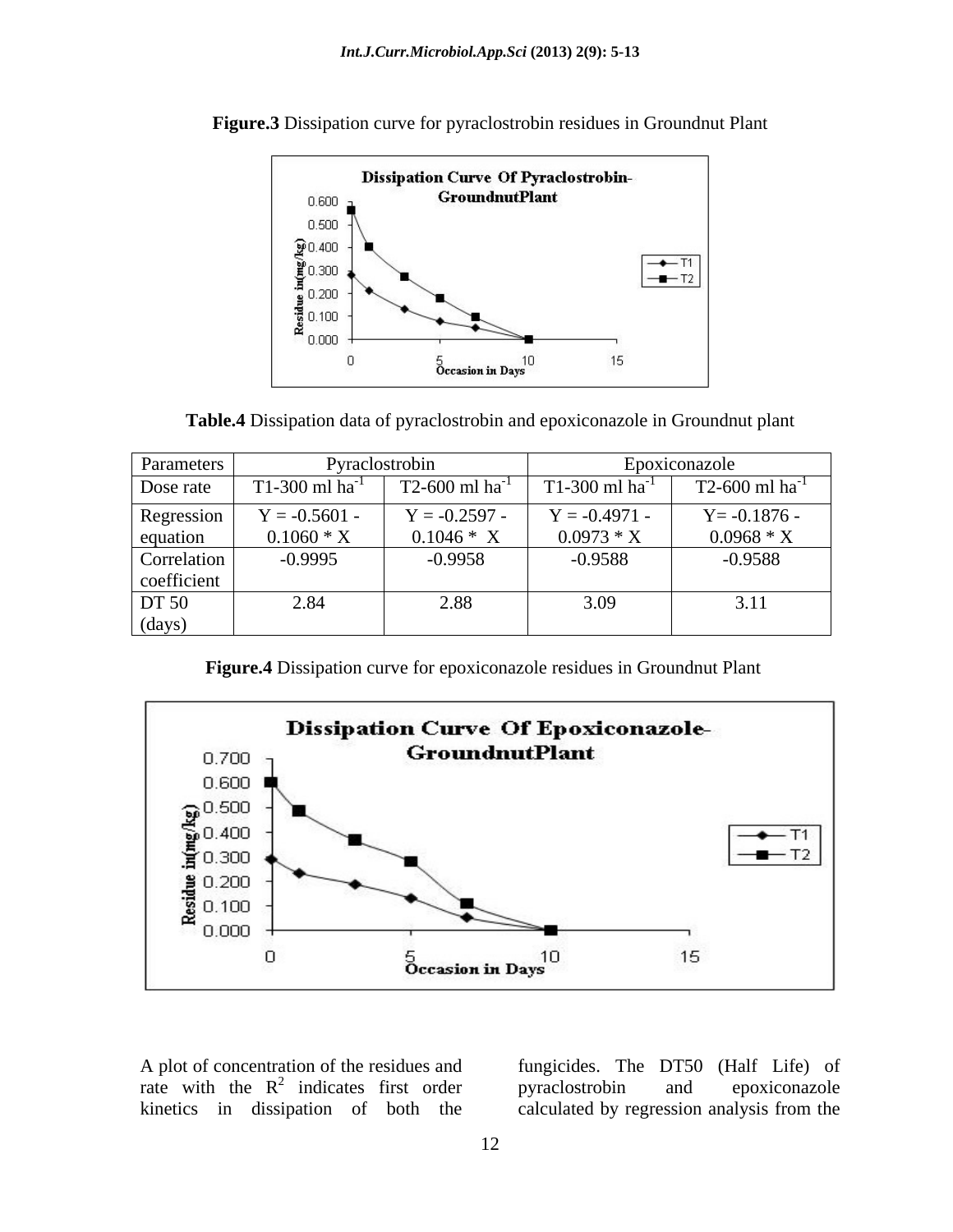**Figure.3** Dissipation curve for pyraclostrobin residues in Groundnut Plant

**Table.4** Dissipation data of pyraclostrobin and epoxiconazole in Groundnut plant

| Parameters | Pyraclostrobin | | Epoxiconazole | |
|---|---|---|---|---|
| Dose rate | T1-300 ml ha$^{-1}$ | T2-600 ml ha$^{-1}$ | T1-300 ml ha$^{-1}$ | T2-600 ml ha$^{-1}$ |
| Regression equation | Y = -0.5601 - 0.1060 * X | Y = -0.2597 - 0.1046 * X | Y = -0.4971 - 0.0973 * X | Y= -0.1876 - 0.0968 * X |
| Correlation coefficient | -0.9995 | -0.9958 | -0.9588 | -0.9588 |
| DT 50 (days) | 2.84 | 2.88 | 3.09 | 3.11 |

**Figure.4** Dissipation curve for epoxiconazole residues in Groundnut Plant

A plot of concentration of the residues and rate with the $R^2$ indicates first order kinetics in dissipation of both the fungicides. The DT50 (Half Life) of pyraclostrobin and epoxiconazole calculated by regression analysis from the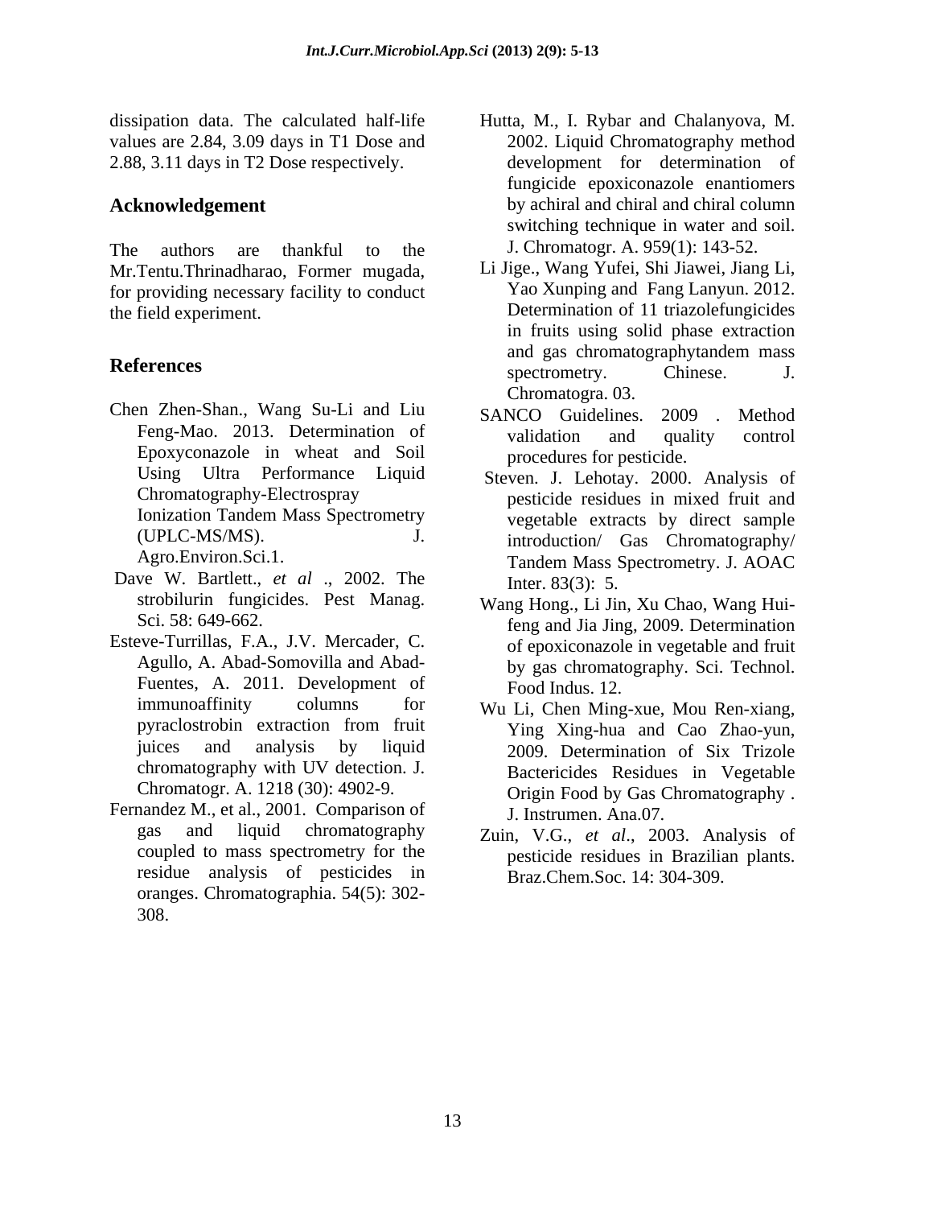dissipation data. The calculated half-life values are 2.84, 3.09 days in T1 Dose and 2.88, 3.11 days in T2 Dose respectively.

## Acknowledgement

The authors are thankful to the Mr.Tentu.Thrinadharao, Former mugada, for providing necessary facility to conduct the field experiment.

## References

Chen Zhen-Shan., Wang Su-Li and Liu Feng-Mao. 2013. Determination of Epoxyconazole in wheat and Soil Using Ultra Performance Liquid Chromatography-Electrospray Ionization Tandem Mass Spectrometry (UPLC-MS/MS). J. Agro.Environ.Sci.1.

Dave W. Bartlett., *et al* ., 2002. The strobilurin fungicides. Pest Manag. Sci. 58: 649-662.

Esteve-Turrillas, F.A., J.V. Mercader, C. Agullo, A. Abad-Somovilla and Abad-Fuentes, A. 2011. Development of immunoaffinity columns for pyraclostrobin extraction from fruit juices and analysis by liquid chromatography with UV detection. J. Chromatogr. A. 1218 (30): 4902-9.

Fernandez M., et al., 2001. Comparison of gas and liquid chromatography coupled to mass spectrometry for the residue analysis of pesticides in oranges. Chromatographia. 54(5): 302-308.

Hutta, M., I. Rybar and Chalanyova, M. 2002. Liquid Chromatography method development for determination of fungicide epoxiconazole enantiomers by achiral and chiral and chiral column switching technique in water and soil. J. Chromatogr. A. 959(1): 143-52.

Li Jige., Wang Yufei, Shi Jiawei, Jiang Li, Yao Xunping and Fang Lanyun. 2012. Determination of 11 triazolefungicides in fruits using solid phase extraction and gas chromatographytandem mass spectrometry. Chinese. J. Chromatogra. 03.

SANCO Guidelines. 2009 . Method validation and quality control procedures for pesticide.

Steven. J. Lehotay. 2000. Analysis of pesticide residues in mixed fruit and vegetable extracts by direct sample introduction/ Gas Chromatography/ Tandem Mass Spectrometry. J. AOAC Inter. 83(3): 5.

Wang Hong., Li Jin, Xu Chao, Wang Hui-feng and Jia Jing, 2009. Determination of epoxiconazole in vegetable and fruit by gas chromatography. Sci. Technol. Food Indus. 12.

Wu Li, Chen Ming-xue, Mou Ren-xiang, Ying Xing-hua and Cao Zhao-yun, 2009. Determination of Six Trizole Bactericides Residues in Vegetable Origin Food by Gas Chromatography . J. Instrumen. Ana.07.

Zuin, V.G., *et al*., 2003. Analysis of pesticide residues in Brazilian plants. Braz.Chem.Soc. 14: 304-309.